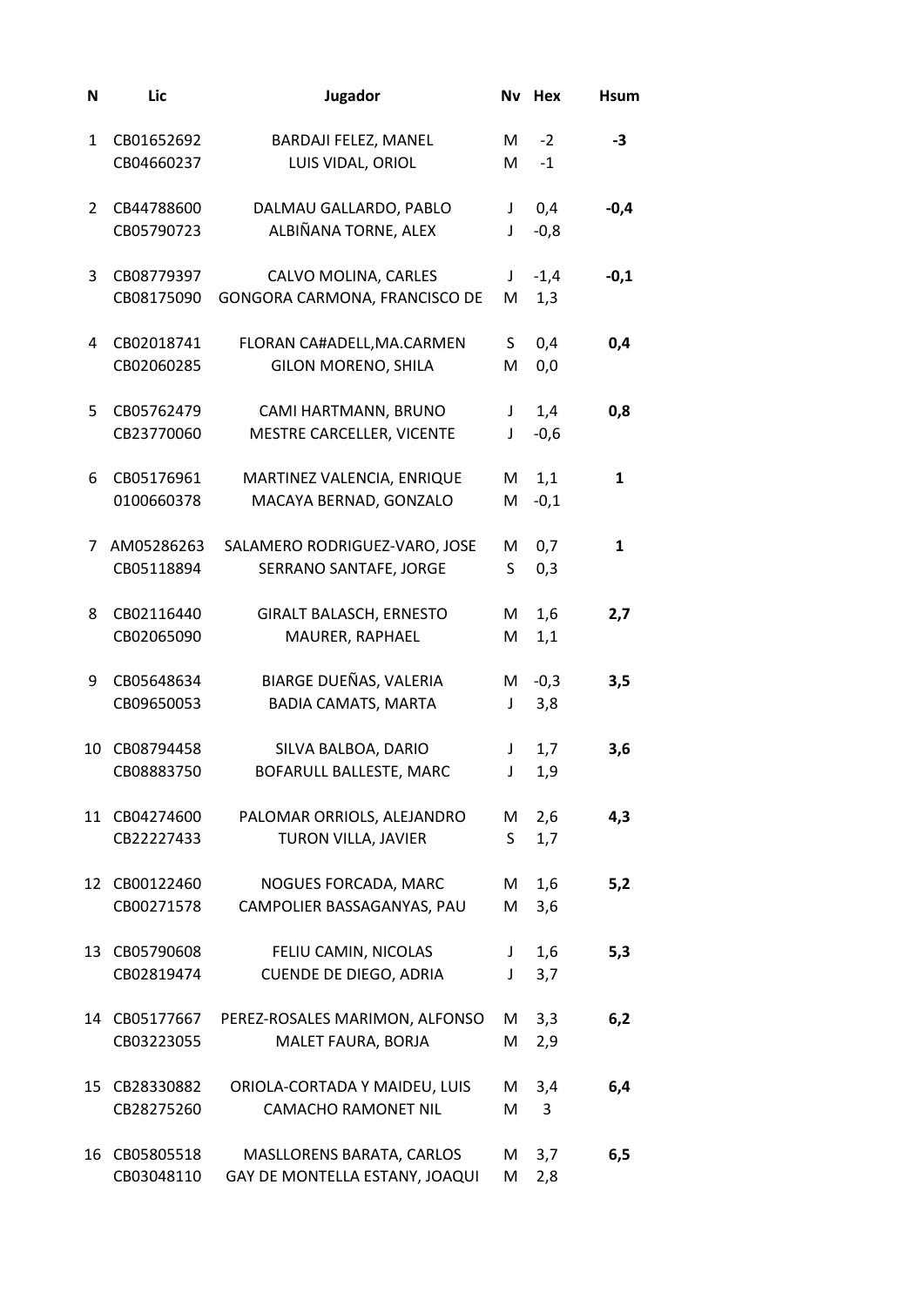| N | Lic | Jugador | Nv | Hex | Hsum |
|---|---|---|---|---|---|
| 1 | CB01652692 | BARDAJI FELEZ, MANEL | M | -2 | **-3** |
| | CB04660237 | LUIS VIDAL, ORIOL | M | -1 | |
| 2 | CB44788600 | DALMAU GALLARDO, PABLO | J | 0,4 | **-0,4** |
| | CB05790723 | ALBIÑANA TORNE, ALEX | J | -0,8 | |
| 3 | CB08779397 | CALVO MOLINA, CARLES | J | -1,4 | **-0,1** |
| | CB08175090 | GONGORA CARMONA, FRANCISCO DE | M | 1,3 | |
| 4 | CB02018741 | FLORAN CA#ADELL,MA.CARMEN | S | 0,4 | **0,4** |
| | CB02060285 | GILON MORENO, SHILA | M | 0,0 | |
| 5 | CB05762479 | CAMI HARTMANN, BRUNO | J | 1,4 | **0,8** |
| | CB23770060 | MESTRE CARCELLER, VICENTE | J | -0,6 | |
| 6 | CB05176961 | MARTINEZ VALENCIA, ENRIQUE | M | 1,1 | **1** |
| | 0100660378 | MACAYA BERNAD, GONZALO | M | -0,1 | |
| 7 | AM05286263 | SALAMERO RODRIGUEZ-VARO, JOSE | M | 0,7 | **1** |
| | CB05118894 | SERRANO SANTAFE, JORGE | S | 0,3 | |
| 8 | CB02116440 | GIRALT BALASCH, ERNESTO | M | 1,6 | **2,7** |
| | CB02065090 | MAURER, RAPHAEL | M | 1,1 | |
| 9 | CB05648634 | BIARGE DUEÑAS, VALERIA | M | -0,3 | **3,5** |
| | CB09650053 | BADIA CAMATS, MARTA | J | 3,8 | |
| 10 | CB08794458 | SILVA BALBOA, DARIO | J | 1,7 | **3,6** |
| | CB08883750 | BOFARULL BALLESTE, MARC | J | 1,9 | |
| 11 | CB04274600 | PALOMAR ORRIOLS, ALEJANDRO | M | 2,6 | **4,3** |
| | CB22227433 | TURON VILLA, JAVIER | S | 1,7 | |
| 12 | CB00122460 | NOGUES FORCADA, MARC | M | 1,6 | **5,2** |
| | CB00271578 | CAMPOLIER BASSAGANYAS, PAU | M | 3,6 | |
| 13 | CB05790608 | FELIU CAMIN, NICOLAS | J | 1,6 | **5,3** |
| | CB02819474 | CUENDE DE DIEGO, ADRIA | J | 3,7 | |
| 14 | CB05177667 | PEREZ-ROSALES MARIMON, ALFONSO | M | 3,3 | **6,2** |
| | CB03223055 | MALET FAURA, BORJA | M | 2,9 | |
| 15 | CB28330882 | ORIOLA-CORTADA Y MAIDEU, LUIS | M | 3,4 | **6,4** |
| | CB28275260 | CAMACHO RAMONET NIL | M | 3 | |
| 16 | CB05805518 | MASLLORENS BARATA, CARLOS | M | 3,7 | **6,5** |
| | CB03048110 | GAY DE MONTELLA ESTANY, JOAQUI | M | 2,8 | |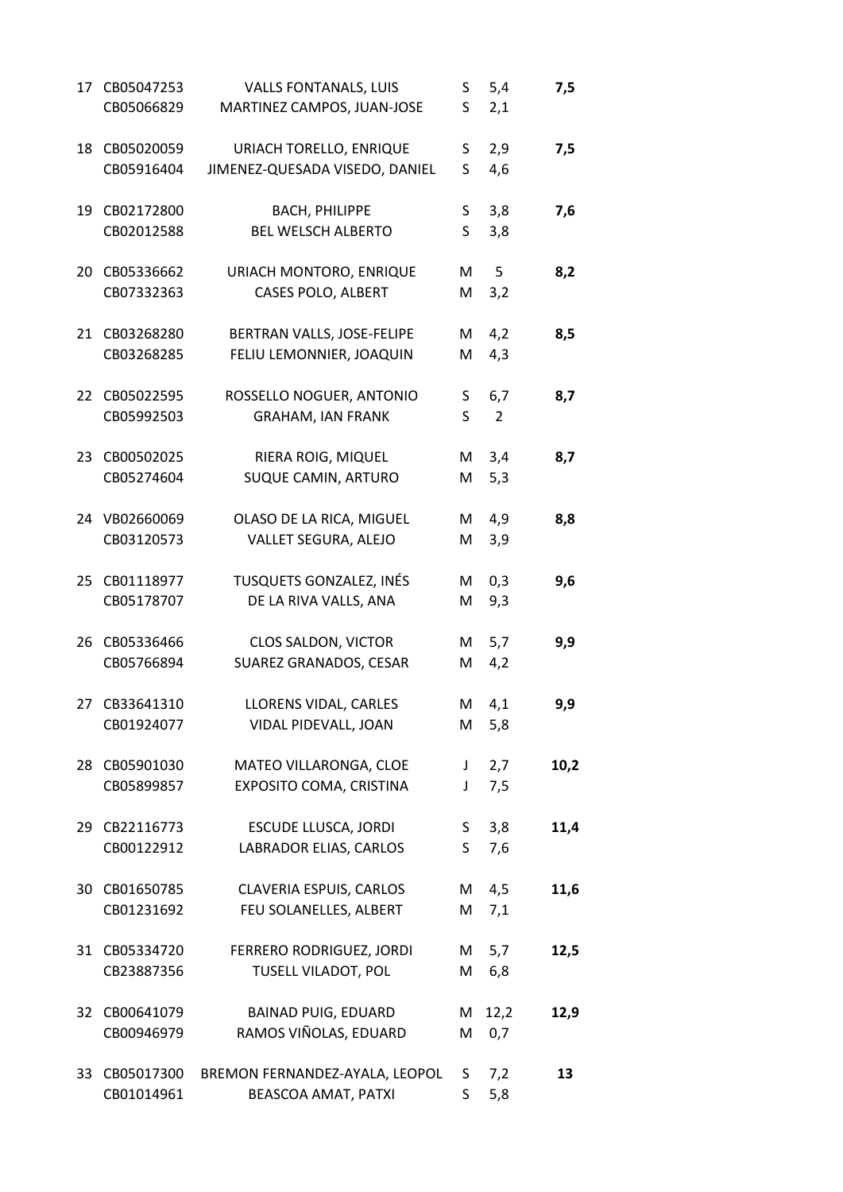| | | | | | |
|---|---|---|---|---|---|
| 17 | CB05047253 | VALLS FONTANALS, LUIS | S | 5,4 | **7,5** |
| | CB05066829 | MARTINEZ CAMPOS, JUAN-JOSE | S | 2,1 | |
| 18 | CB05020059 | URIACH TORELLO, ENRIQUE | S | 2,9 | **7,5** |
| | CB05916404 | JIMENEZ-QUESADA VISEDO, DANIEL | S | 4,6 | |
| 19 | CB02172800 | BACH, PHILIPPE | S | 3,8 | **7,6** |
| | CB02012588 | BEL WELSCH ALBERTO | S | 3,8 | |
| 20 | CB05336662 | URIACH MONTORO, ENRIQUE | M | 5 | **8,2** |
| | CB07332363 | CASES POLO, ALBERT | M | 3,2 | |
| 21 | CB03268280 | BERTRAN VALLS, JOSE-FELIPE | M | 4,2 | **8,5** |
| | CB03268285 | FELIU LEMONNIER, JOAQUIN | M | 4,3 | |
| 22 | CB05022595 | ROSSELLO NOGUER, ANTONIO | S | 6,7 | **8,7** |
| | CB05992503 | GRAHAM, IAN FRANK | S | 2 | |
| 23 | CB00502025 | RIERA ROIG, MIQUEL | M | 3,4 | **8,7** |
| | CB05274604 | SUQUE CAMIN, ARTURO | M | 5,3 | |
| 24 | VB02660069 | OLASO DE LA RICA, MIGUEL | M | 4,9 | **8,8** |
| | CB03120573 | VALLET SEGURA, ALEJO | M | 3,9 | |
| 25 | CB01118977 | TUSQUETS GONZALEZ, INÉS | M | 0,3 | **9,6** |
| | CB05178707 | DE LA RIVA VALLS, ANA | M | 9,3 | |
| 26 | CB05336466 | CLOS SALDON, VICTOR | M | 5,7 | **9,9** |
| | CB05766894 | SUAREZ GRANADOS, CESAR | M | 4,2 | |
| 27 | CB33641310 | LLORENS VIDAL, CARLES | M | 4,1 | **9,9** |
| | CB01924077 | VIDAL PIDEVALL, JOAN | M | 5,8 | |
| 28 | CB05901030 | MATEO VILLARONGA, CLOE | J | 2,7 | **10,2** |
| | CB05899857 | EXPOSITO COMA, CRISTINA | J | 7,5 | |
| 29 | CB22116773 | ESCUDE LLUSCA, JORDI | S | 3,8 | **11,4** |
| | CB00122912 | LABRADOR ELIAS, CARLOS | S | 7,6 | |
| 30 | CB01650785 | CLAVERIA ESPUIS, CARLOS | M | 4,5 | **11,6** |
| | CB01231692 | FEU SOLANELLES, ALBERT | M | 7,1 | |
| 31 | CB05334720 | FERRERO RODRIGUEZ, JORDI | M | 5,7 | **12,5** |
| | CB23887356 | TUSELL VILADOT, POL | M | 6,8 | |
| 32 | CB00641079 | BAINAD PUIG, EDUARD | M | 12,2 | **12,9** |
| | CB00946979 | RAMOS VIÑOLAS, EDUARD | M | 0,7 | |
| 33 | CB05017300 | BREMON FERNANDEZ-AYALA, LEOPOL | S | 7,2 | **13** |
| | CB01014961 | BEASCOA AMAT, PATXI | S | 5,8 | |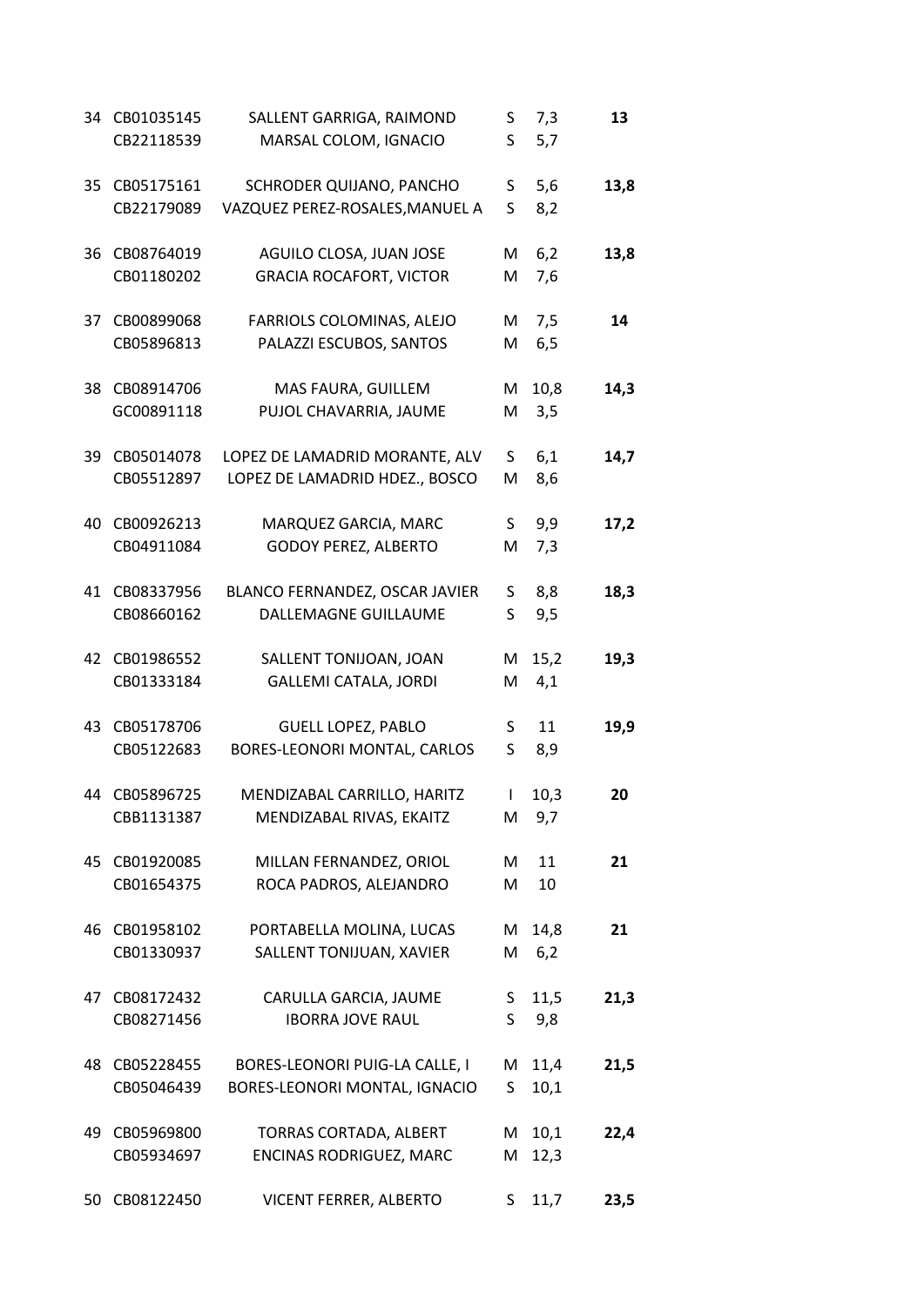| | | | | | |
|---|---|---|---|---|---|
| 34 | CB01035145 | SALLENT GARRIGA, RAIMOND | S | 7,3 | **13** |
| | CB22118539 | MARSAL COLOM, IGNACIO | S | 5,7 | |
| 35 | CB05175161 | SCHRODER QUIJANO, PANCHO | S | 5,6 | **13,8** |
| | CB22179089 | VAZQUEZ PEREZ-ROSALES,MANUEL A | S | 8,2 | |
| 36 | CB08764019 | AGUILO CLOSA, JUAN JOSE | M | 6,2 | **13,8** |
| | CB01180202 | GRACIA ROCAFORT, VICTOR | M | 7,6 | |
| 37 | CB00899068 | FARRIOLS COLOMINAS, ALEJO | M | 7,5 | **14** |
| | CB05896813 | PALAZZI ESCUBOS, SANTOS | M | 6,5 | |
| 38 | CB08914706 | MAS FAURA, GUILLEM | M | 10,8 | **14,3** |
| | GC00891118 | PUJOL CHAVARRIA, JAUME | M | 3,5 | |
| 39 | CB05014078 | LOPEZ DE LAMADRID MORANTE, ALV | S | 6,1 | **14,7** |
| | CB05512897 | LOPEZ DE LAMADRID HDEZ., BOSCO | M | 8,6 | |
| 40 | CB00926213 | MARQUEZ GARCIA, MARC | S | 9,9 | **17,2** |
| | CB04911084 | GODOY PEREZ, ALBERTO | M | 7,3 | |
| 41 | CB08337956 | BLANCO FERNANDEZ, OSCAR JAVIER | S | 8,8 | **18,3** |
| | CB08660162 | DALLEMAGNE GUILLAUME | S | 9,5 | |
| 42 | CB01986552 | SALLENT TONIJOAN, JOAN | M | 15,2 | **19,3** |
| | CB01333184 | GALLEMI CATALA, JORDI | M | 4,1 | |
| 43 | CB05178706 | GUELL LOPEZ, PABLO | S | 11 | **19,9** |
| | CB05122683 | BORES-LEONORI MONTAL, CARLOS | S | 8,9 | |
| 44 | CB05896725 | MENDIZABAL CARRILLO, HARITZ | I | 10,3 | **20** |
| | CBB1131387 | MENDIZABAL RIVAS, EKAITZ | M | 9,7 | |
| 45 | CB01920085 | MILLAN FERNANDEZ, ORIOL | M | 11 | **21** |
| | CB01654375 | ROCA PADROS, ALEJANDRO | M | 10 | |
| 46 | CB01958102 | PORTABELLA MOLINA, LUCAS | M | 14,8 | **21** |
| | CB01330937 | SALLENT TONIJUAN, XAVIER | M | 6,2 | |
| 47 | CB08172432 | CARULLA GARCIA, JAUME | S | 11,5 | **21,3** |
| | CB08271456 | IBORRA JOVE RAUL | S | 9,8 | |
| 48 | CB05228455 | BORES-LEONORI PUIG-LA CALLE, I | M | 11,4 | **21,5** |
| | CB05046439 | BORES-LEONORI MONTAL, IGNACIO | S | 10,1 | |
| 49 | CB05969800 | TORRAS CORTADA, ALBERT | M | 10,1 | **22,4** |
| | CB05934697 | ENCINAS RODRIGUEZ, MARC | M | 12,3 | |
| 50 | CB08122450 | VICENT FERRER, ALBERTO | S | 11,7 | **23,5** |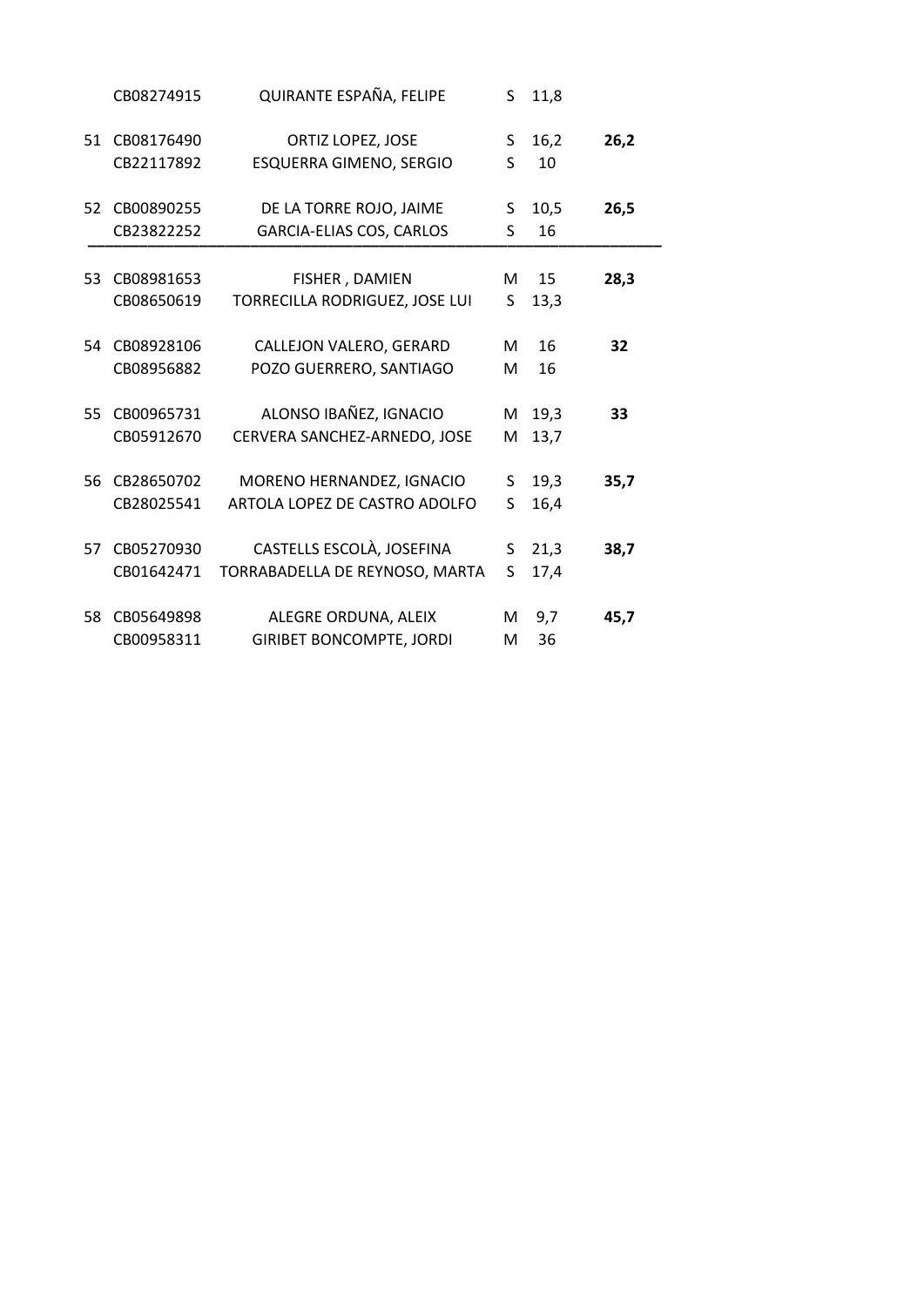| | | | | | |
|---|---|---|---|---|---|
| | CB08274915 | QUIRANTE ESPAÑA, FELIPE | S | 11,8 | |
| 51 | CB08176490 | ORTIZ LOPEZ, JOSE | S | 16,2 | **26,2** |
| | CB22117892 | ESQUERRA GIMENO, SERGIO | S | 10 | |
| 52 | CB00890255 | DE LA TORRE ROJO, JAIME | S | 10,5 | **26,5** |
| | CB23822252 | GARCIA-ELIAS COS, CARLOS | S | 16 | |
| 53 | CB08981653 | FISHER , DAMIEN | M | 15 | **28,3** |
| | CB08650619 | TORRECILLA RODRIGUEZ, JOSE LUI | S | 13,3 | |
| 54 | CB08928106 | CALLEJON VALERO, GERARD | M | 16 | **32** |
| | CB08956882 | POZO GUERRERO, SANTIAGO | M | 16 | |
| 55 | CB00965731 | ALONSO IBAÑEZ, IGNACIO | M | 19,3 | **33** |
| | CB05912670 | CERVERA SANCHEZ-ARNEDO, JOSE | M | 13,7 | |
| 56 | CB28650702 | MORENO HERNANDEZ, IGNACIO | S | 19,3 | **35,7** |
| | CB28025541 | ARTOLA LOPEZ DE CASTRO ADOLFO | S | 16,4 | |
| 57 | CB05270930 | CASTELLS ESCOLÀ, JOSEFINA | S | 21,3 | **38,7** |
| | CB01642471 | TORRABADELLA DE REYNOSO, MARTA | S | 17,4 | |
| 58 | CB05649898 | ALEGRE ORDUNA, ALEIX | M | 9,7 | **45,7** |
| | CB00958311 | GIRIBET BONCOMPTE, JORDI | M | 36 | |